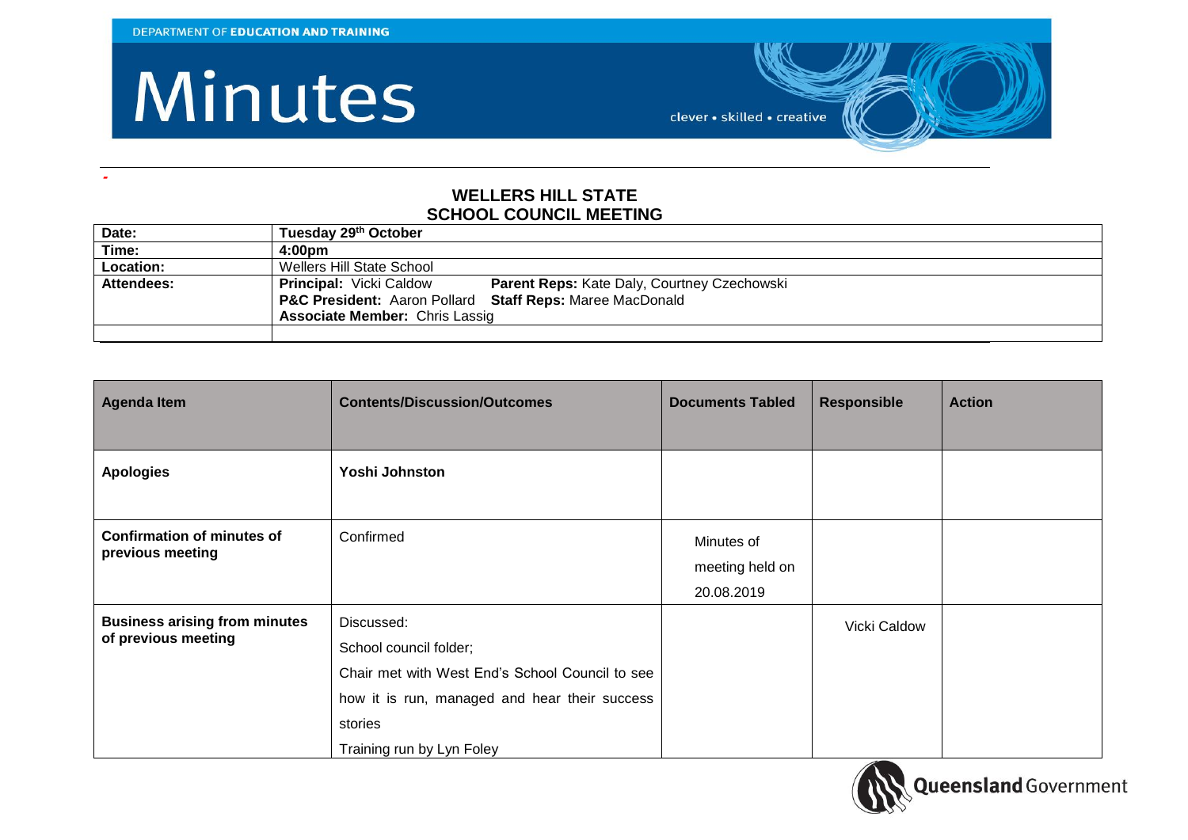DEPARTMENT OF **EDUCATION AND TRAINING**

# Minutes

clever • skilled • creative

## WELLERS HILL STATE SCHOOL COUNCIL MEETING

| | |
|---|---|
| **Date:** | **Tuesday 29th October** |
| **Time:** | **4:00pm** |
| **Location:** | Wellers Hill State School |
| **Attendees:** | **Principal:** Vicki Caldow **Parent Reps:** Kate Daly, Courtney Czechowski<br>**P&C President:** Aaron Pollard **Staff Reps:** Maree MacDonald<br>**Associate Member:** Chris Lassig |
| | |

| Agenda Item | Contents/Discussion/Outcomes | Documents Tabled | Responsible | Action |
|---|---|---|---|---|
| **Apologies** | **Yoshi Johnston** | | | |
| **Confirmation of minutes of previous meeting** | Confirmed | Minutes of meeting held on 20.08.2019 | | |
| **Business arising from minutes of previous meeting** | Discussed:<br>School council folder;<br>Chair met with West End's School Council to see how it is run, managed and hear their success stories<br>Training run by Lyn Foley | | Vicki Caldow | |

Queensland Government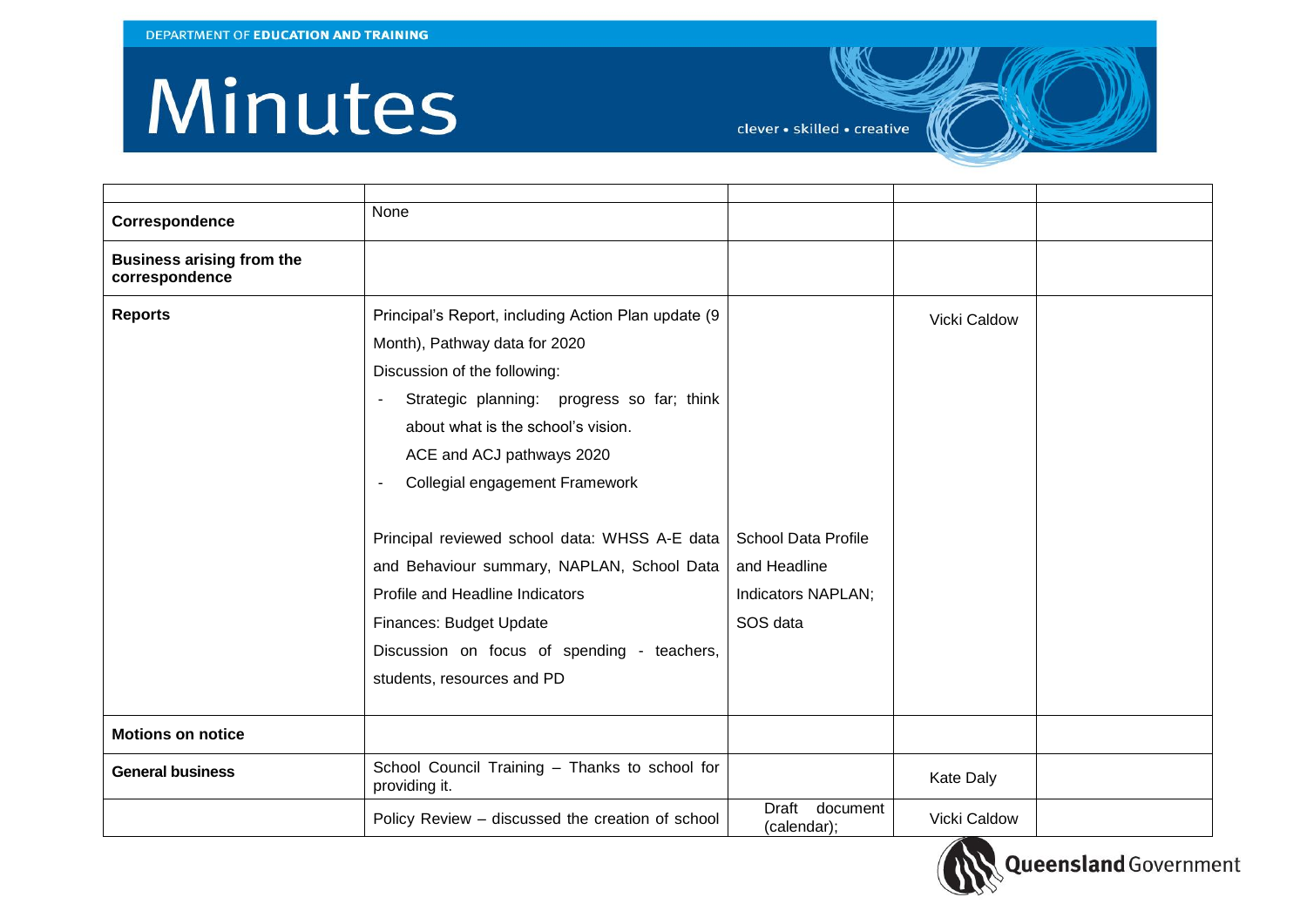# Minutes

| | | | | |
|---|---|---|---|---|
| **Correspondence** | None | | | |
| **Business arising from the correspondence** | | | | |
| **Reports** | Principal's Report, including Action Plan update (9 Month), Pathway data for 2020<br>Discussion of the following:<br>- Strategic planning: progress so far; think about what is the school's vision.<br>ACE and ACJ pathways 2020<br>- Collegial engagement Framework<br><br>Principal reviewed school data: WHSS A-E data and Behaviour summary, NAPLAN, School Data Profile and Headline Indicators<br>Finances: Budget Update<br>Discussion on focus of spending - teachers, students, resources and PD | School Data Profile and Headline Indicators NAPLAN; SOS data | Vicki Caldow | |
| **Motions on notice** | | | | |
| **General business** | School Council Training – Thanks to school for providing it. | | Kate Daly | |
| | Policy Review – discussed the creation of school | Draft document (calendar); | Vicki Caldow | |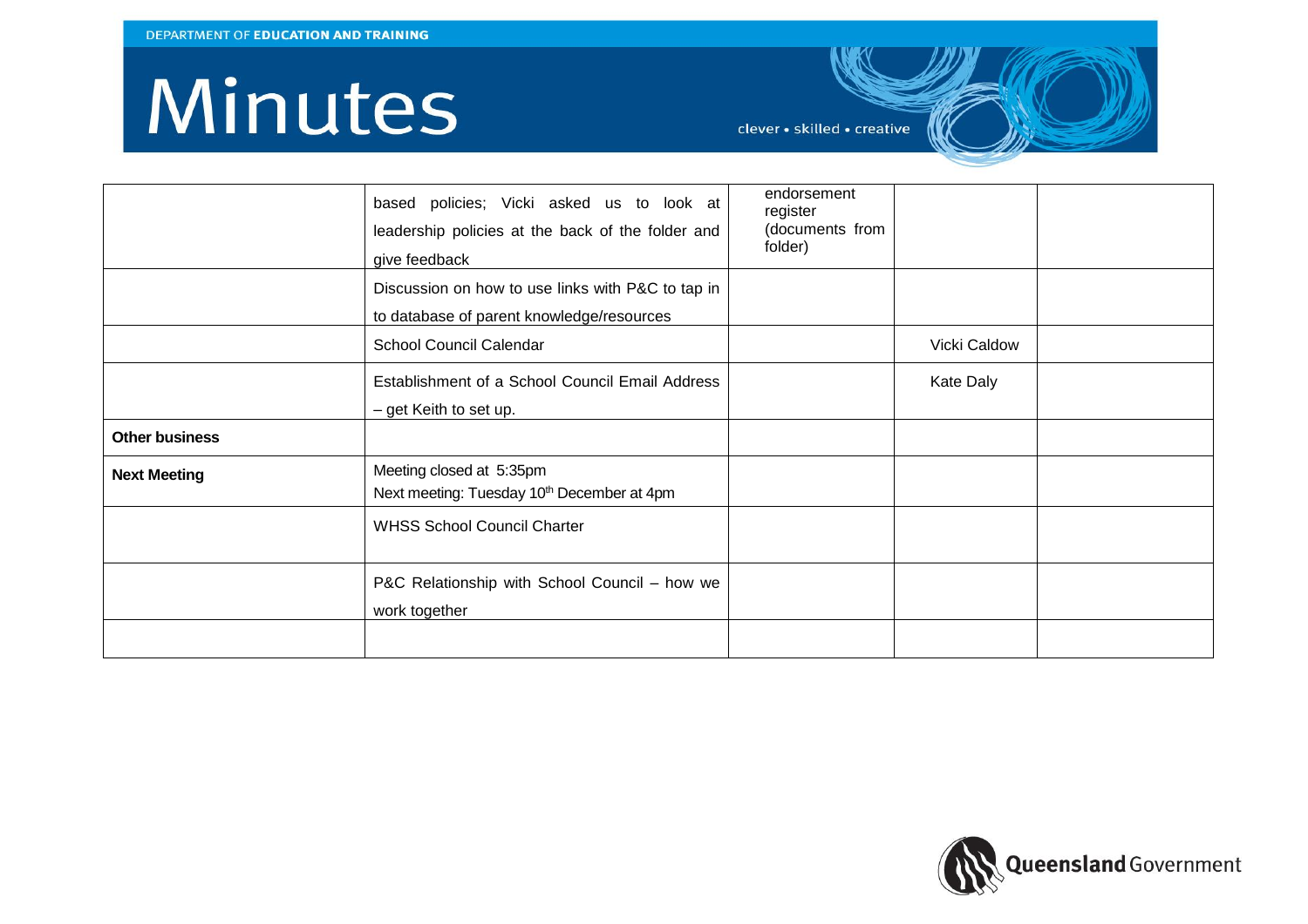| | | | | |
|---|---|---|---|---|
| | based policies; Vicki asked us to look at leadership policies at the back of the folder and give feedback | endorsement register (documents from folder) | | |
| | Discussion on how to use links with P&C to tap in to database of parent knowledge/resources | | | |
| | School Council Calendar | | Vicki Caldow | |
| | Establishment of a School Council Email Address – get Keith to set up. | | Kate Daly | |
| **Other business** | | | | |
| **Next Meeting** | Meeting closed at 5:35pm<br>Next meeting: Tuesday 10th December at 4pm | | | |
| | WHSS School Council Charter | | | |
| | P&C Relationship with School Council – how we work together | | | |
| | | | | |